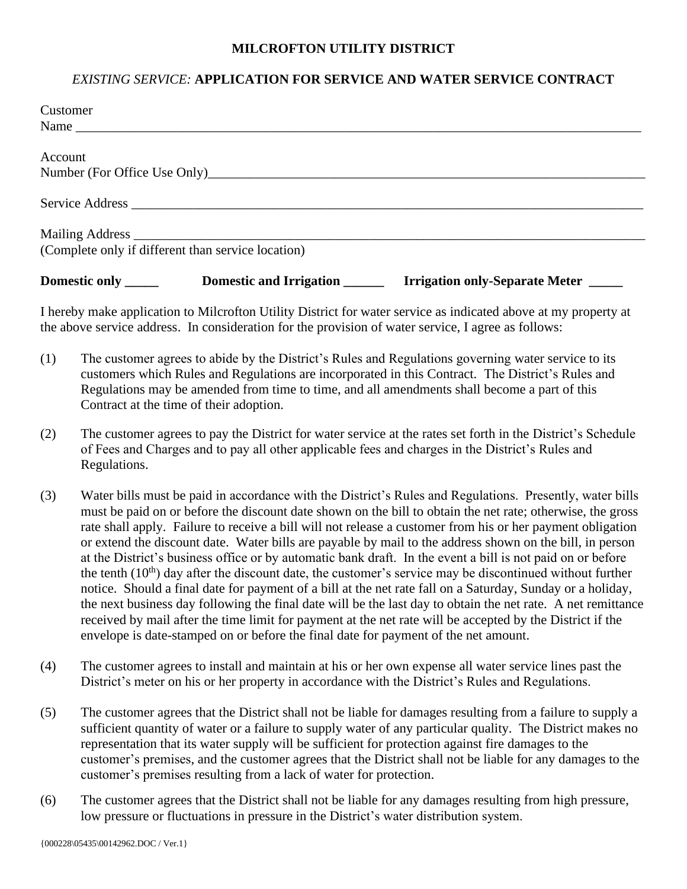**MILCROFTON UTILITY DISTRICT**

*EXISTING SERVICE:* **APPLICATION FOR SERVICE AND WATER SERVICE CONTRACT**

Customer
Name ___________________________________________________________________________________

Account
Number (For Office Use Only)_________________________________________________________________

Service Address _________________________________________________________________________

Mailing Address _________________________________________________________________________
(Complete only if different than service location)

**Domestic only _____** **Domestic and Irrigation ______** **Irrigation only-Separate Meter _____**

I hereby make application to Milcrofton Utility District for water service as indicated above at my property at the above service address. In consideration for the provision of water service, I agree as follows:

(1) The customer agrees to abide by the District's Rules and Regulations governing water service to its customers which Rules and Regulations are incorporated in this Contract. The District's Rules and Regulations may be amended from time to time, and all amendments shall become a part of this Contract at the time of their adoption.

(2) The customer agrees to pay the District for water service at the rates set forth in the District's Schedule of Fees and Charges and to pay all other applicable fees and charges in the District's Rules and Regulations.

(3) Water bills must be paid in accordance with the District's Rules and Regulations. Presently, water bills must be paid on or before the discount date shown on the bill to obtain the net rate; otherwise, the gross rate shall apply. Failure to receive a bill will not release a customer from his or her payment obligation or extend the discount date. Water bills are payable by mail to the address shown on the bill, in person at the District's business office or by automatic bank draft. In the event a bill is not paid on or before the tenth ($10^{th}$) day after the discount date, the customer's service may be discontinued without further notice. Should a final date for payment of a bill at the net rate fall on a Saturday, Sunday or a holiday, the next business day following the final date will be the last day to obtain the net rate. A net remittance received by mail after the time limit for payment at the net rate will be accepted by the District if the envelope is date-stamped on or before the final date for payment of the net amount.

(4) The customer agrees to install and maintain at his or her own expense all water service lines past the District's meter on his or her property in accordance with the District's Rules and Regulations.

(5) The customer agrees that the District shall not be liable for damages resulting from a failure to supply a sufficient quantity of water or a failure to supply water of any particular quality. The District makes no representation that its water supply will be sufficient for protection against fire damages to the customer's premises, and the customer agrees that the District shall not be liable for any damages to the customer's premises resulting from a lack of water for protection.

(6) The customer agrees that the District shall not be liable for any damages resulting from high pressure, low pressure or fluctuations in pressure in the District's water distribution system.

{000228\05435\00142962.DOC / Ver.1}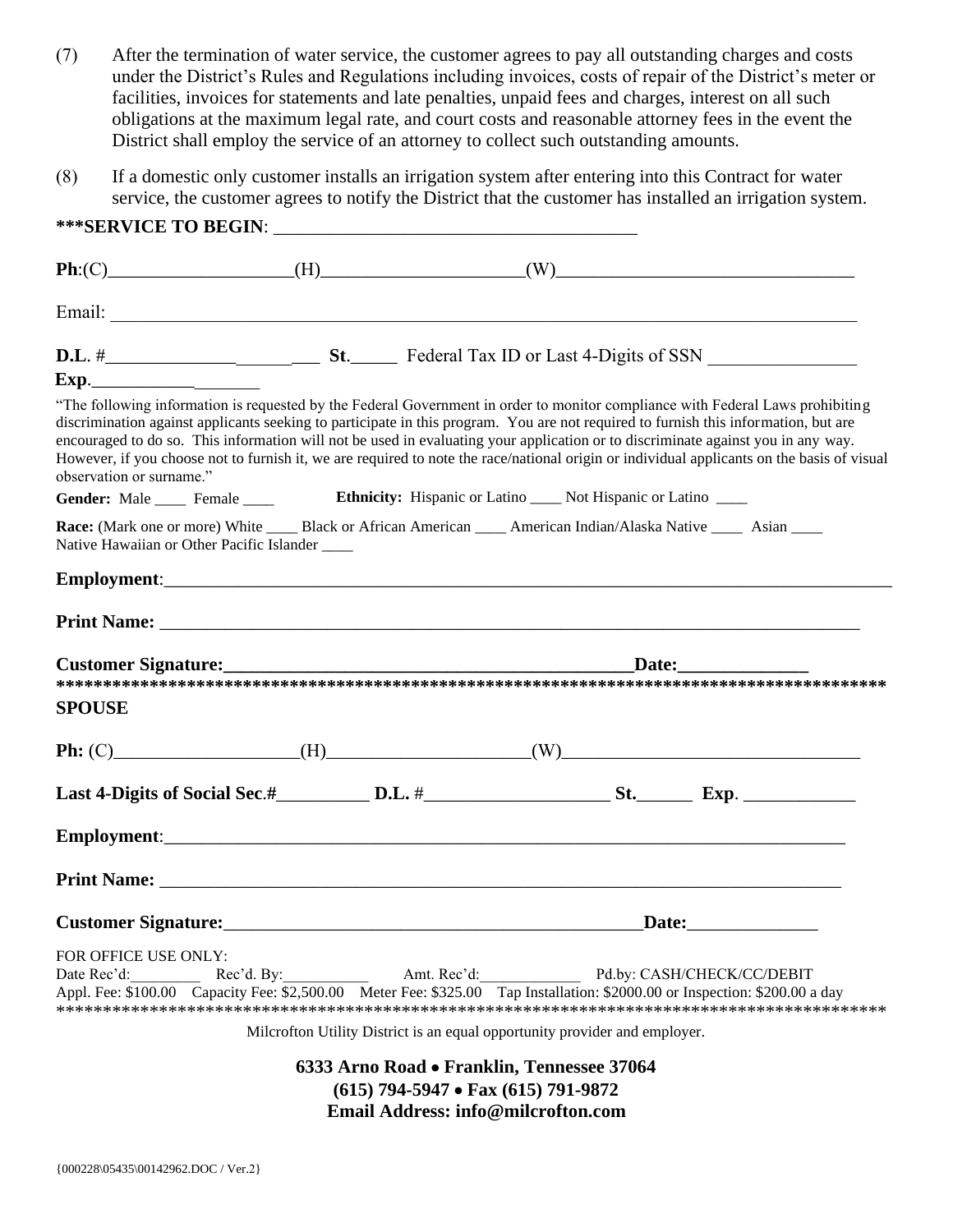(7) After the termination of water service, the customer agrees to pay all outstanding charges and costs under the District's Rules and Regulations including invoices, costs of repair of the District's meter or facilities, invoices for statements and late penalties, unpaid fees and charges, interest on all such obligations at the maximum legal rate, and court costs and reasonable attorney fees in the event the District shall employ the service of an attorney to collect such outstanding amounts.

(8) If a domestic only customer installs an irrigation system after entering into this Contract for water service, the customer agrees to notify the District that the customer has installed an irrigation system.

**\*\*\*SERVICE TO BEGIN**: ______________________________________

**Ph**:(C)___________________(H)_____________________(W)_______________________________

Email: ______________________________________________________________________________

**D.L**. #_______________________ **St**._____ Federal Tax ID or Last 4-Digits of SSN ________________
**Exp**.__________________

"The following information is requested by the Federal Government in order to monitor compliance with Federal Laws prohibiting discrimination against applicants seeking to participate in this program. You are not required to furnish this information, but are encouraged to do so. This information will not be used in evaluating your application or to discriminate against you in any way. However, if you choose not to furnish it, we are required to note the race/national origin or individual applicants on the basis of visual observation or surname."

**Gender:** Male ____ Female ____ **Ethnicity:** Hispanic or Latino ____ Not Hispanic or Latino ____

**Race:** (Mark one or more) White ____ Black or African American ____ American Indian/Alaska Native ____ Asian ____ Native Hawaiian or Other Pacific Islander ____

**Employment**:_______________________________________________________________________________

**Print Name:** ______________________________________________________________________

**Customer Signature:**_____________________________________________**Date:**_____________

\*\*\*\*\*\*\*\*\*\*\*\*\*\*\*\*\*\*\*\*\*\*\*\*\*\*\*\*\*\*\*\*\*\*\*\*\*\*\*\*\*\*\*\*\*\*\*\*\*\*\*\*\*\*\*\*\*\*\*\*\*\*\*\*\*\*\*\*\*\*\*\*\*\*\*\*\*\*\*\*\*\*\*\*\*\*

**SPOUSE**

**Ph:** (C)___________________(H)_____________________(W)_______________________________

**Last 4-Digits of Social Sec.#**__________ **D.L.** #____________________ **St.**______ **Exp**. ____________

**Employment**:__________________________________________________________________________

**Print Name:** ______________________________________________________________________

**Customer Signature:**_____________________________________________**Date:**_____________

FOR OFFICE USE ONLY:
Date Rec'd:_________ Rec'd. By:___________ Amt. Rec'd:_____________ Pd.by: CASH/CHECK/CC/DEBIT
Appl. Fee: $100.00 Capacity Fee: $2,500.00 Meter Fee: $325.00 Tap Installation: $2000.00 or Inspection: $200.00 a day
\*\*\*\*\*\*\*\*\*\*\*\*\*\*\*\*\*\*\*\*\*\*\*\*\*\*\*\*\*\*\*\*\*\*\*\*\*\*\*\*\*\*\*\*\*\*\*\*\*\*\*\*\*\*\*\*\*\*\*\*\*\*\*\*\*\*\*\*\*\*\*\*\*\*\*\*\*\*\*\*\*\*\*\*\*\*

Milcrofton Utility District is an equal opportunity provider and employer.

**6333 Arno Road • Franklin, Tennessee 37064**
**(615) 794-5947 • Fax (615) 791-9872**
**Email Address: info@milcrofton.com**

{000228\05435\00142962.DOC / Ver.2}